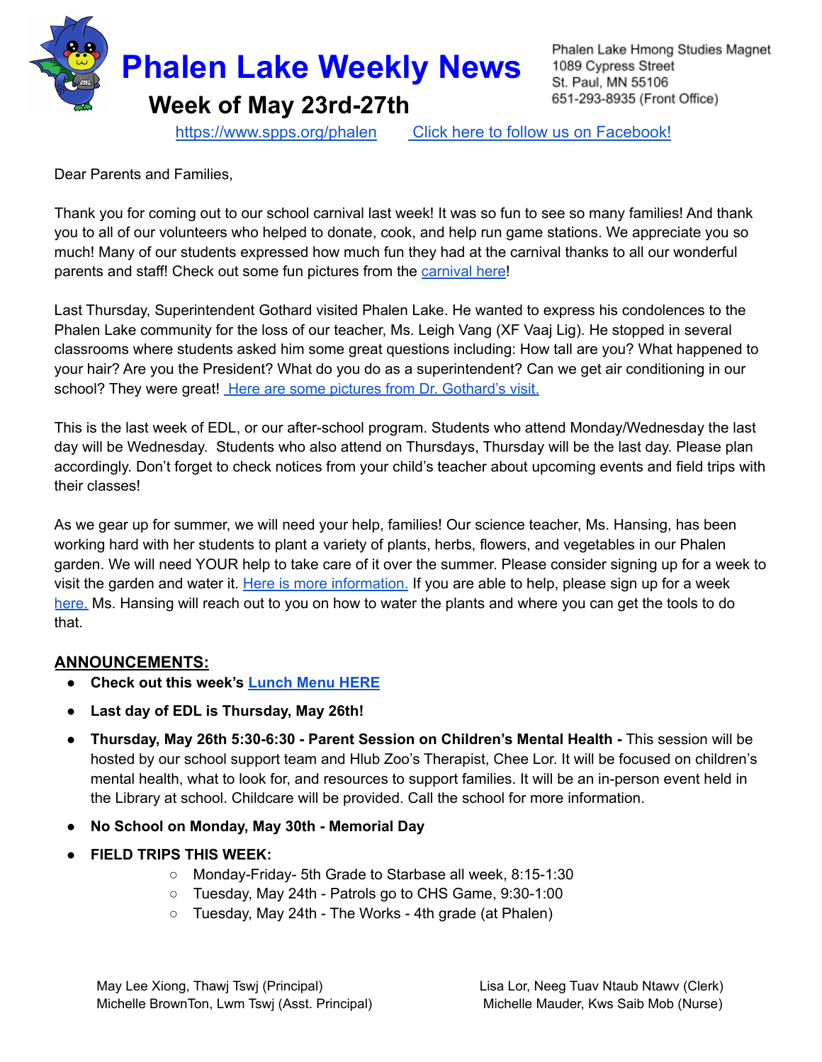# Phalen Lake Weekly News

## Week of May 23rd-27th

Phalen Lake Hmong Studies Magnet
1089 Cypress Street
St. Paul, MN 55106
651-293-8935 (Front Office)

https://www.spps.org/phalen     Click here to follow us on Facebook!

Dear Parents and Families,

Thank you for coming out to our school carnival last week! It was so fun to see so many families! And thank you to all of our volunteers who helped to donate, cook, and help run game stations. We appreciate you so much! Many of our students expressed how much fun they had at the carnival thanks to all our wonderful parents and staff! Check out some fun pictures from the carnival here!

Last Thursday, Superintendent Gothard visited Phalen Lake. He wanted to express his condolences to the Phalen Lake community for the loss of our teacher, Ms. Leigh Vang (XF Vaaj Lig). He stopped in several classrooms where students asked him some great questions including: How tall are you? What happened to your hair? Are you the President? What do you do as a superintendent? Can we get air conditioning in our school? They were great! Here are some pictures from Dr. Gothard's visit.

This is the last week of EDL, or our after-school program. Students who attend Monday/Wednesday the last day will be Wednesday. Students who also attend on Thursdays, Thursday will be the last day. Please plan accordingly. Don't forget to check notices from your child's teacher about upcoming events and field trips with their classes!

As we gear up for summer, we will need your help, families! Our science teacher, Ms. Hansing, has been working hard with her students to plant a variety of plants, herbs, flowers, and vegetables in our Phalen garden. We will need YOUR help to take care of it over the summer. Please consider signing up for a week to visit the garden and water it. Here is more information. If you are able to help, please sign up for a week here. Ms. Hansing will reach out to you on how to water the plants and where you can get the tools to do that.

## ANNOUNCEMENTS:

- **Check out this week's Lunch Menu HERE**
- **Last day of EDL is Thursday, May 26th!**
- **Thursday, May 26th 5:30-6:30 - Parent Session on Children's Mental Health -** This session will be hosted by our school support team and Hlub Zoo's Therapist, Chee Lor. It will be focused on children's mental health, what to look for, and resources to support families. It will be an in-person event held in the Library at school. Childcare will be provided. Call the school for more information.
- **No School on Monday, May 30th - Memorial Day**
- **FIELD TRIPS THIS WEEK:**
  - Monday-Friday- 5th Grade to Starbase all week, 8:15-1:30
  - Tuesday, May 24th - Patrols go to CHS Game, 9:30-1:00
  - Tuesday, May 24th - The Works - 4th grade (at Phalen)

May Lee Xiong, Thawj Tswj (Principal)
Michelle BrownTon, Lwm Tswj (Asst. Principal)

Lisa Lor, Neeg Tuav Ntaub Ntawv (Clerk)
Michelle Mauder, Kws Saib Mob (Nurse)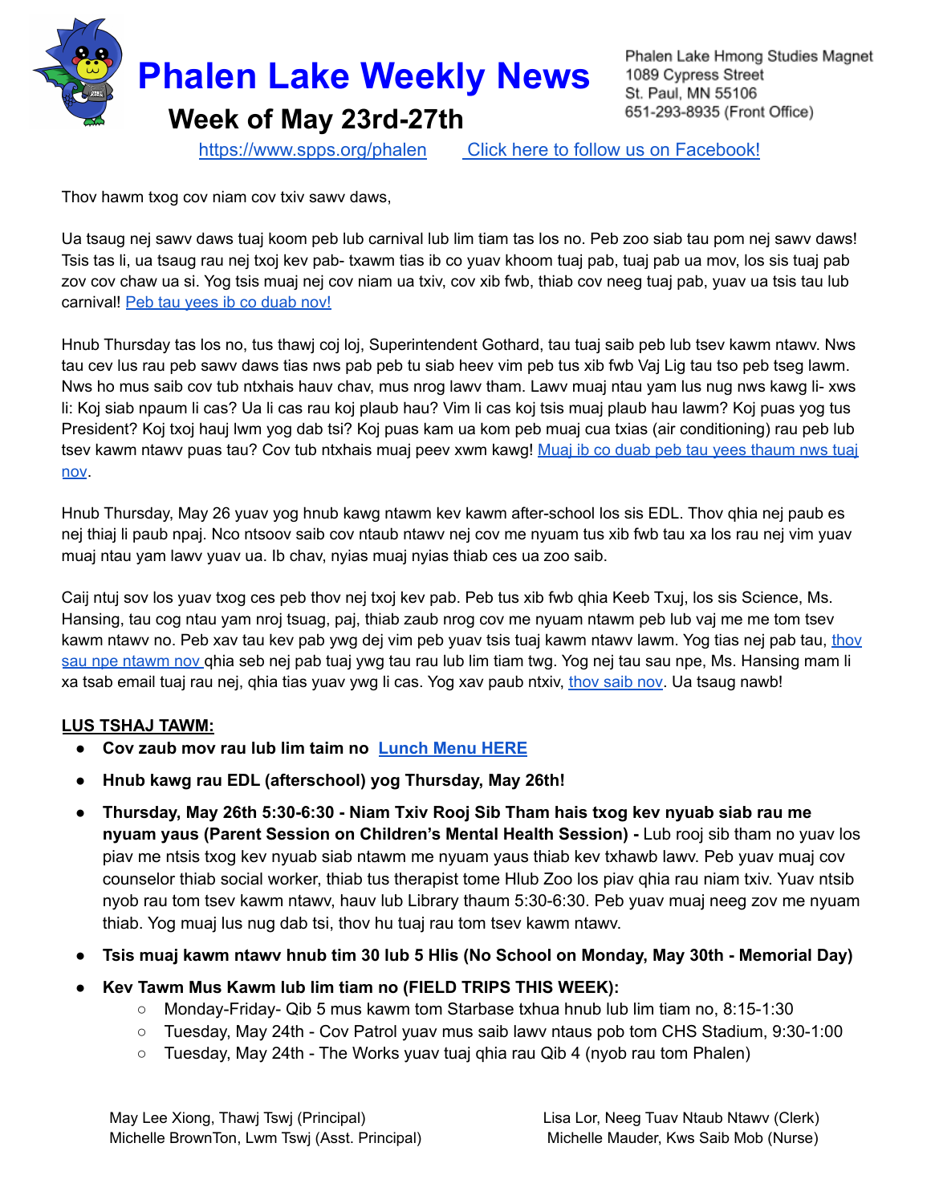# Phalen Lake Weekly News

## Week of May 23rd-27th

Phalen Lake Hmong Studies Magnet
1089 Cypress Street
St. Paul, MN 55106
651-293-8935 (Front Office)

[https://www.spps.org/phalen](https://www.spps.org/phalen) [Click here to follow us on Facebook!]()

Thov hawm txog cov niam cov txiv sawv daws,

Ua tsaug nej sawv daws tuaj koom peb lub carnival lub lim tiam tas los no. Peb zoo siab tau pom nej sawv daws! Tsis tas li, ua tsaug rau nej txoj kev pab- txawm tias ib co yuav khoom tuaj pab, tuaj pab ua mov, los sis tuaj pab zov cov chaw ua si. Yog tsis muaj nej cov niam ua txiv, cov xib fwb, thiab cov neeg tuaj pab, yuav ua tsis tau lub carnival! [Peb tau yees ib co duab nov!]()

Hnub Thursday tas los no, tus thawj coj loj, Superintendent Gothard, tau tuaj saib peb lub tsev kawm ntawv. Nws tau cev lus rau peb sawv daws tias nws pab peb tu siab heev vim peb tus xib fwb Vaj Lig tau tso peb tseg lawm. Nws ho mus saib cov tub ntxhais hauv chav, mus nrog lawv tham. Lawv muaj ntau yam lus nug nws kawg li- xws li: Koj siab npaum li cas? Ua li cas rau koj plaub hau? Vim li cas koj tsis muaj plaub hau lawm? Koj puas yog tus President? Koj txoj hauj lwm yog dab tsi? Koj puas kam ua kom peb muaj cua txias (air conditioning) rau peb lub tsev kawm ntawv puas tau? Cov tub ntxhais muaj peev xwm kawg! [Muaj ib co duab peb tau yees thaum nws tuaj nov]().

Hnub Thursday, May 26 yuav yog hnub kawg ntawm kev kawm after-school los sis EDL. Thov qhia nej paub es nej thiaj li paub npaj. Nco ntsoov saib cov ntaub ntawv nej cov me nyuam tus xib fwb tau xa los rau nej vim yuav muaj ntau yam lawv yuav ua. Ib chav, nyias muaj nyias thiab ces ua zoo saib.

Caij ntuj sov los yuav txog ces peb thov nej txoj kev pab. Peb tus xib fwb qhia Keeb Txuj, los sis Science, Ms. Hansing, tau cog ntau yam nroj tsuag, paj, thiab zaub nrog cov me nyuam ntawm peb lub vaj me me tom tsev kawm ntawv no. Peb xav tau kev pab ywg dej vim peb yuav tsis tuaj kawm ntawv lawm. Yog tias nej pab tau, [thov sau npe ntawm nov]() qhia seb nej pab tuaj ywg tau rau lub lim tiam twg. Yog nej tau sau npe, Ms. Hansing mam li xa tsab email tuaj rau nej, qhia tias yuav ywg li cas. Yog xav paub ntxiv, [thov saib nov](). Ua tsaug nawb!

**<u>LUS TSHAJ TAWM:</u>**

- **Cov zaub mov rau lub lim taim no [Lunch Menu HERE]()**
- **Hnub kawg rau EDL (afterschool) yog Thursday, May 26th!**
- **Thursday, May 26th 5:30-6:30 - Niam Txiv Rooj Sib Tham hais txog kev nyuab siab rau me nyuam yaus (Parent Session on Children's Mental Health Session) -** Lub rooj sib tham no yuav los piav me ntsis txog kev nyuab siab ntawm me nyuam yaus thiab kev txhawb lawv. Peb yuav muaj cov counselor thiab social worker, thiab tus therapist tome Hlub Zoo los piav qhia rau niam txiv. Yuav ntsib nyob rau tom tsev kawm ntawv, hauv lub Library thaum 5:30-6:30. Peb yuav muaj neeg zov me nyuam thiab. Yog muaj lus nug dab tsi, thov hu tuaj rau tom tsev kawm ntawv.
- **Tsis muaj kawm ntawv hnub tim 30 lub 5 Hlis (No School on Monday, May 30th - Memorial Day)**
- **Kev Tawm Mus Kawm lub lim tiam no (FIELD TRIPS THIS WEEK):**
  - Monday-Friday- Qib 5 mus kawm tom Starbase txhua hnub lub lim tiam no, 8:15-1:30
  - Tuesday, May 24th - Cov Patrol yuav mus saib lawv ntaus pob tom CHS Stadium, 9:30-1:00
  - Tuesday, May 24th - The Works yuav tuaj qhia rau Qib 4 (nyob rau tom Phalen)

May Lee Xiong, Thawj Tswj (Principal)
Michelle BrownTon, Lwm Tswj (Asst. Principal)

Lisa Lor, Neeg Tuav Ntaub Ntawv (Clerk)
Michelle Mauder, Kws Saib Mob (Nurse)